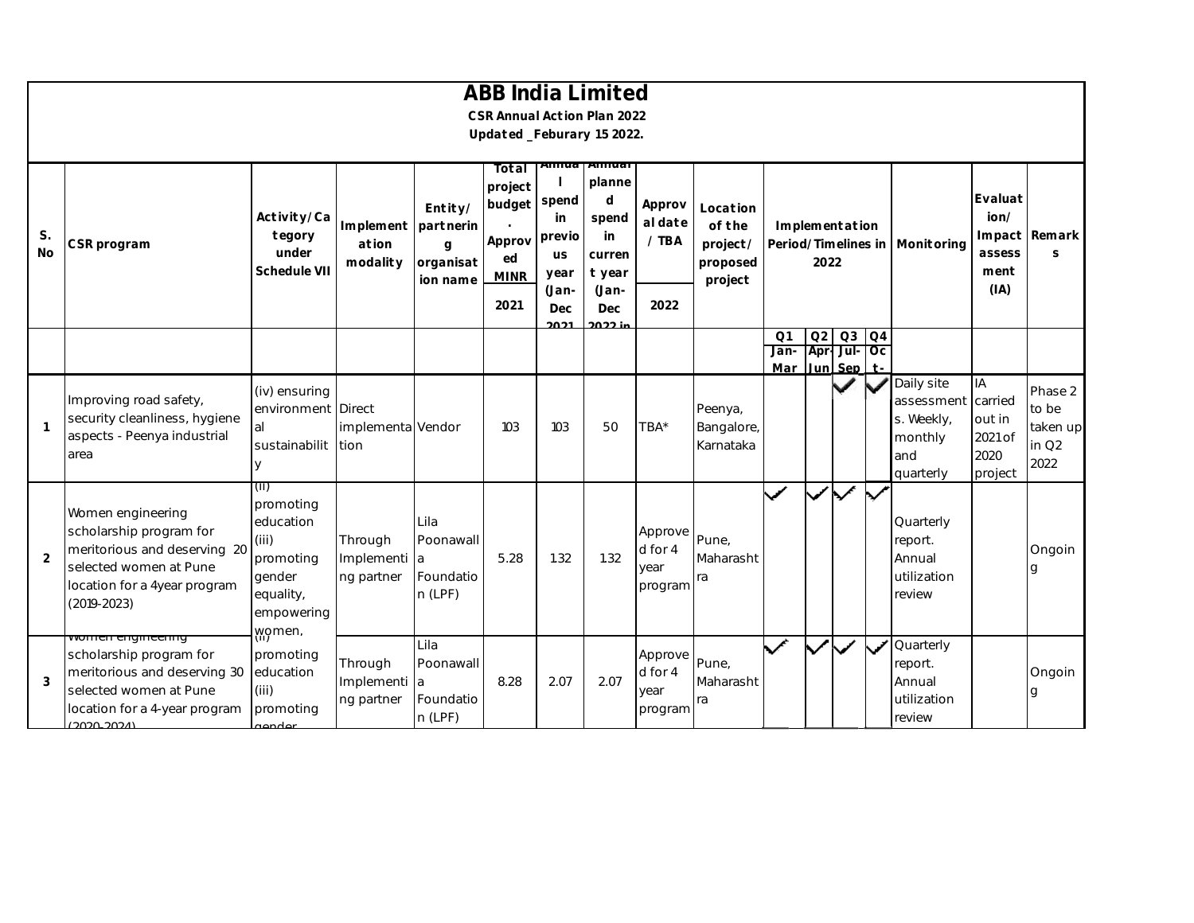# ABB India Limited

**CSR Annual Action Plan 2022**

**Updated _Feburary 15 2022.**

| S. No | CSR program | Activity/Category under Schedule VII | Implementation modality | Entity/ partnering organisation name | Total project budget. Approved MINR 2021 | Annual spend in previous year (Jan-Dec 2021 | Annual planned spend in current year (Jan-Dec 2022 in | Approval date / TBA 2022 | Location of the project/ proposed project | Implementation Period/Timelines in 2022 Q1 Jan-Mar | Q2 Apr-Jun | Q3 Jul-Sep | Q4 Oct- | Monitoring | Evaluation/ Impact assessment (IA) | Remarks |
|---|---|---|---|---|---|---|---|---|---|---|---|---|---|---|---|---|
| 1 | Improving road safety, security cleanliness, hygiene aspects - Peenya industrial area | (iv) ensuring environmental sustainability | Direct implementation | Vendor | 103 | 103 | 50 | TBA* | Peenya, Bangalore, Karnataka | | | ✓ | ✓ | Daily site assessments. Weekly, monthly and quarterly | IA carried out in 2021 of 2020 project | Phase 2 to be taken up in Q2 2022 |
| 2 | Women engineering scholarship program for meritorious and deserving 20 selected women at Pune location for a 4year program (2019-2023) | (ii) promoting education (iii) promoting gender equality, empowering women, | Through Implementing partner | Lila Poonawalla Foundation (LPF) | 5.28 | 1.32 | 1.32 | Approved for 4 year program | Pune, Maharashtra | ✓ | ✓ | ✓ | ✓ | Quarterly report. Annual utilization review | | Ongoing |
| 3 | Women engineering scholarship program for meritorious and deserving 30 selected women at Pune location for a 4-year program (2020-2024) | (ii) promoting education (iii) promoting gender | Through Implementing partner | Lila Poonawalla Foundation (LPF) | 8.28 | 2.07 | 2.07 | Approved for 4 year program | Pune, Maharashtra | ✓ | ✓ | ✓ | ✓ | Quarterly report. Annual utilization review | | Ongoing |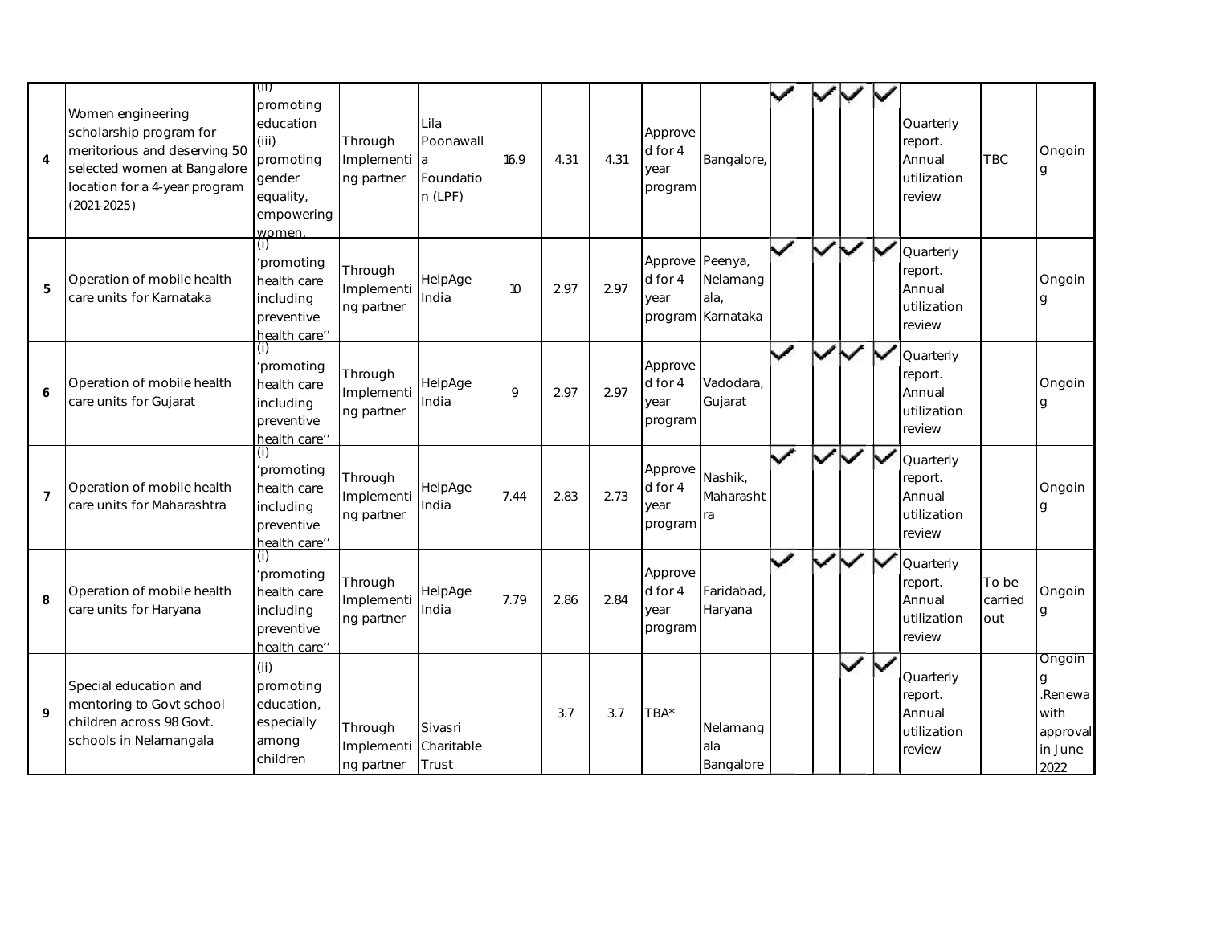| | | | | | | | | | | | | | | | | |
|---|---|---|---|---|---|---|---|---|---|---|---|---|---|---|---|---|
| 4 | Women engineering scholarship program for meritorious and deserving 50 selected women at Bangalore location for a 4-year program (2021-2025) | (ii) promoting education (iii) promoting gender equality, empowering women. | Through Implementing partner | Lila Poonawalla Foundation (LPF) | 16.9 | 4.31 | 4.31 | Approved for 4 year program | Bangalore, | ✓ | ✓ | ✓ | ✓ | Quarterly report. Annual utilization review | TBC | Ongoing |
| 5 | Operation of mobile health care units for Karnataka | (i) 'promoting health care including preventive health care'' | Through Implementing partner | HelpAge India | 10 | 2.97 | 2.97 | Approved for 4 year program | Peenya, Nelamangala, Karnataka | ✓ | ✓ | ✓ | ✓ | Quarterly report. Annual utilization review | | Ongoing |
| 6 | Operation of mobile health care units for Gujarat | (i) 'promoting health care including preventive health care'' | Through Implementing partner | HelpAge India | 9 | 2.97 | 2.97 | Approved for 4 year program | Vadodara, Gujarat | ✓ | ✓ | ✓ | ✓ | Quarterly report. Annual utilization review | | Ongoing |
| 7 | Operation of mobile health care units for Maharashtra | (i) 'promoting health care including preventive health care'' | Through Implementing partner | HelpAge India | 7.44 | 2.83 | 2.73 | Approved for 4 year program | Nashik, Maharashtra | ✓ | ✓ | ✓ | ✓ | Quarterly report. Annual utilization review | | Ongoing |
| 8 | Operation of mobile health care units for Haryana | (i) 'promoting health care including preventive health care'' | Through Implementing partner | HelpAge India | 7.79 | 2.86 | 2.84 | Approved for 4 year program | Faridabad, Haryana | ✓ | ✓ | ✓ | ✓ | Quarterly report. Annual utilization review | To be carried out | Ongoing |
| 9 | Special education and mentoring to Govt school children across 98 Govt. schools in Nelamangala | (ii) promoting education, especially among children | Through Implementing partner | Sivasri Charitable Trust | | 3.7 | 3.7 | TBA* | Nelamangala Bangalore | | | ✓ | ✓ | Quarterly report. Annual utilization review | | Ongoing .Renewa with approval in June 2022 |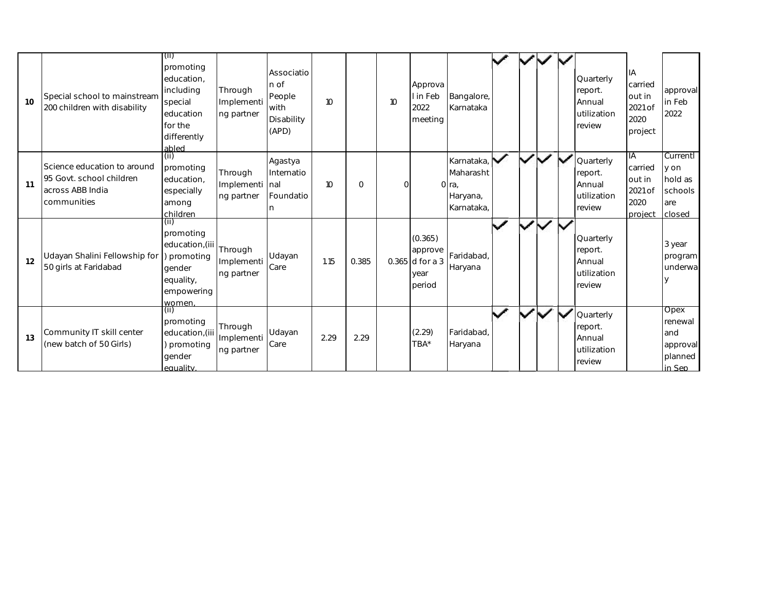| | | | | | | | | | | | | | | | | |
|---|---|---|---|---|---|---|---|---|---|---|---|---|---|---|---|---|
| 10 | Special school to mainstream 200 children with disability | (ii) promoting education, including special education for the differently abled | Through Implementing partner | Association of People with Disability (APD) | 10 | | 10 | Approval in Feb 2022 meeting | Bangalore, Karnataka | ✓ | ✓ | ✓ | ✓ | Quarterly report. Annual utilization review | IA carried out in 2021 of 2020 project | approval in Feb 2022 |
| 11 | Science education to around 95 Govt. school children across ABB India communities | (ii) promoting education, especially among children | Through Implementing partner | Agastya International Foundation | 10 | 0 | 0 | 0 | Karnataka, Maharashtra, Haryana, Karnataka, | ✓ | ✓ | ✓ | ✓ | Quarterly report. Annual utilization review | IA carried out in 2021 of 2020 project | Currently on hold as schools are closed |
| 12 | Udayan Shalini Fellowship for 50 girls at Faridabad | (ii) promoting education,(iii) promoting gender equality, empowering women, | Through Implementing partner | Udayan Care | 1.15 | 0.385 | 0.365 | (0.365) approved for a 3 year period | Faridabad, Haryana | ✓ | ✓ | ✓ | ✓ | Quarterly report. Annual utilization review | | 3 year program underway |
| 13 | Community IT skill center (new batch of 50 Girls) | (ii) promoting education,(iii) promoting gender equality, | Through Implementing partner | Udayan Care | 2.29 | 2.29 | | (2.29) TBA* | Faridabad, Haryana | ✓ | ✓ | ✓ | ✓ | Quarterly report. Annual utilization review | | Opex renewal and approval planned in Sep |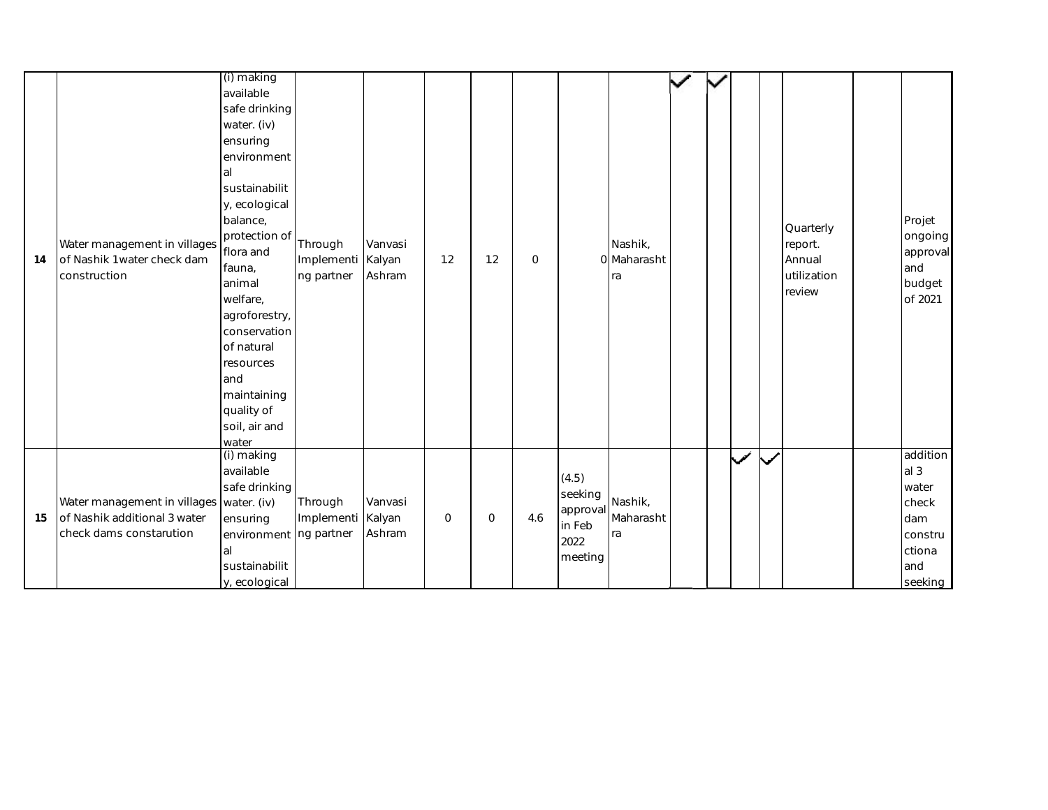| | | | | | | | | | | | | | | | | |
|---|---|---|---|---|---|---|---|---|---|---|---|---|---|---|---|---|
| **14** | Water management in villages of Nashik 1water check dam construction | (i) making available safe drinking water. (iv) ensuring environmental sustainability, ecological balance, protection of flora and fauna, animal welfare, agroforestry, conservation of natural resources and maintaining quality of soil, air and water | Through Implementing partner | Vanvasi Kalyan Ashram | 12 | 12 | 0 | 0 | Nashik, Maharashtra | ✓ | ✓ | | | Quarterly report. Annual utilization review | | Projet ongoing approval and budget of 2021 |
| **15** | Water management in villages of Nashik additional 3 water check dams constarution | (i) making available safe drinking water. (iv) ensuring environmental sustainability, ecological | Through Implementing partner | Vanvasi Kalyan Ashram | 0 | 0 | 4.6 | (4.5) seeking approval in Feb 2022 meeting | Nashik, Maharashtra | | | ✓ | ✓ | | | additional 3 water check dam constructiona and seeking |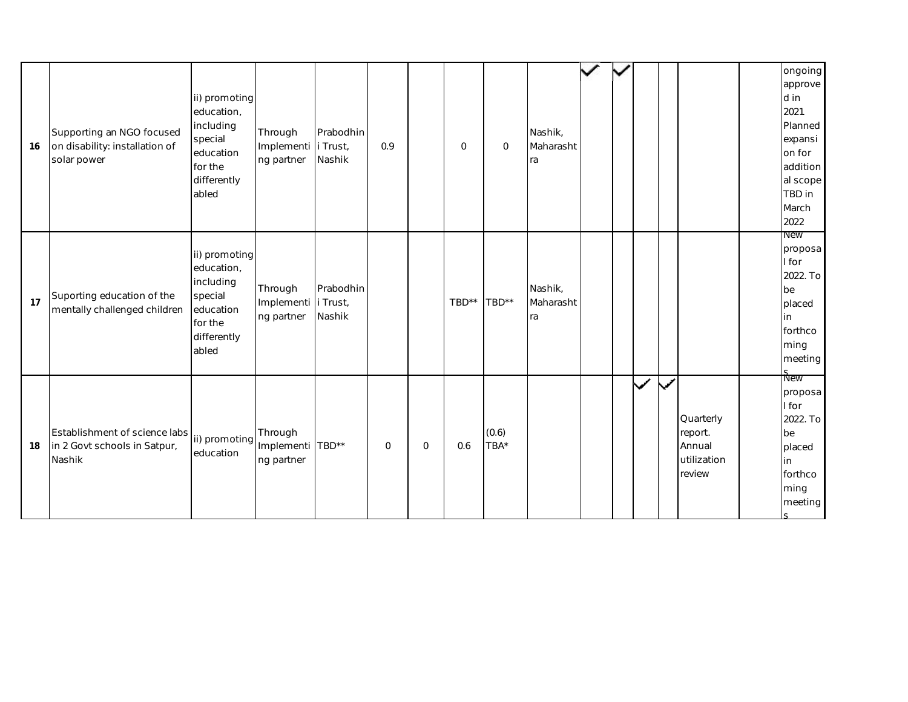| | | | | | | | | | | | | | | | | |
|---|---|---|---|---|---|---|---|---|---|---|---|---|---|---|---|---|
| **16** | Supporting an NGO focused on disability: installation of solar power | ii) promoting education, including special education for the differently abled | Through Implementing partner | Prabodhini Trust, Nashik | 0.9 | | 0 | 0 | Nashik, Maharashtra | ✓ | ✓ | | | | | ongoing approved in 2021. Planned expansion for additional scope TBD in March 2022 |
| **17** | Suporting education of the mentally challenged children | ii) promoting education, including special education for the differently abled | Through Implementing partner | Prabodhini Trust, Nashik | | | TBD** | TBD** | Nashik, Maharashtra | | | | | | | New proposal for 2022. To be placed in forthcoming meetings |
| **18** | Establishment of science labs in 2 Govt schools in Satpur, Nashik | ii) promoting education | Through Implementing partner | TBD** | 0 | 0 | 0.6 | (0.6) TBA* | | | | ✓ | ✓ | Quarterly report. Annual utilization review | | New proposal for 2022. To be placed in forthcoming meetings |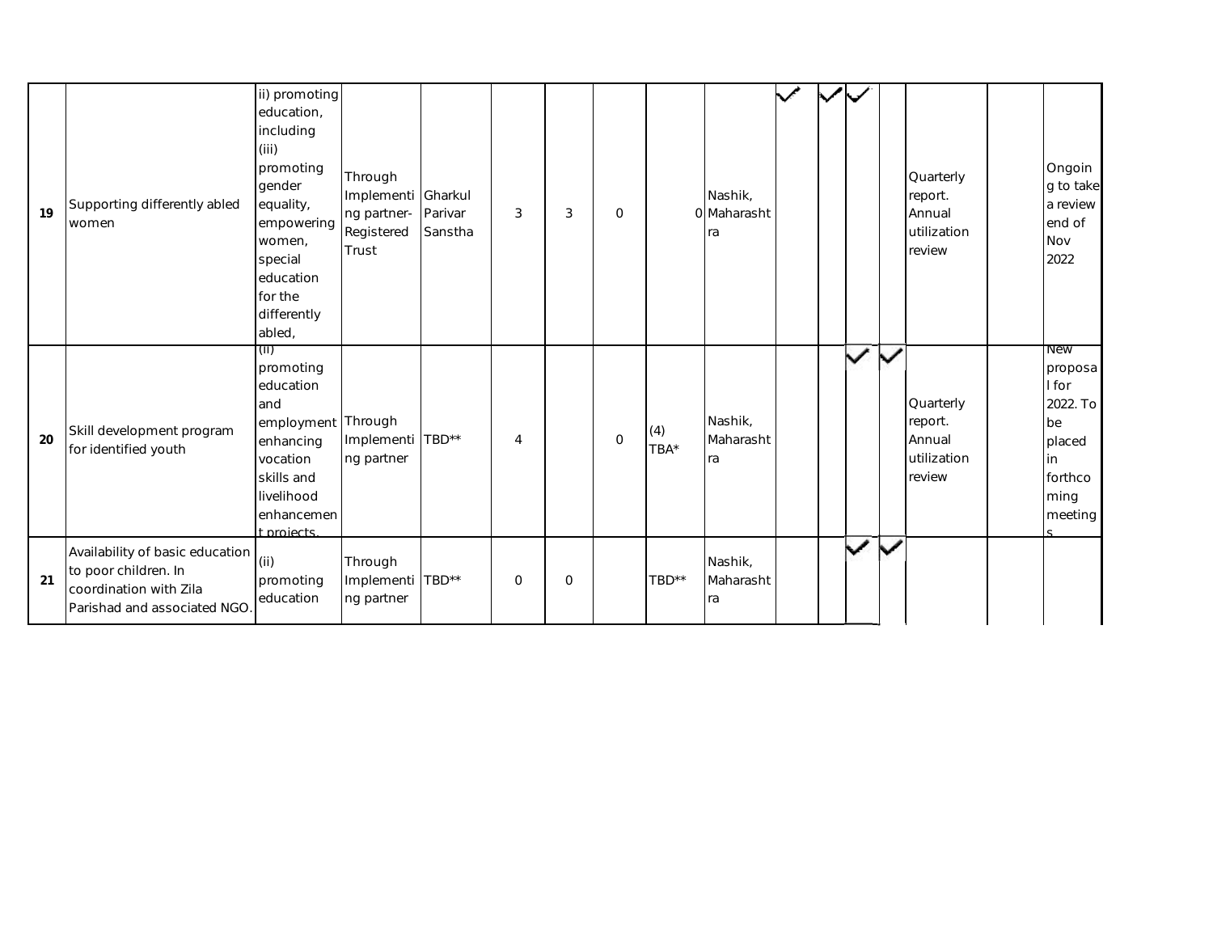| | | | | | | | | | | | | | | | | |
|---|---|---|---|---|---|---|---|---|---|---|---|---|---|---|---|---|
| **19** | Supporting differently abled women | ii) promoting education, including (iii) promoting gender equality, empowering women, special education for the differently abled, | Through Implementing partner- Registered Trust | Gharkul Parivar Sanstha | 3 | 3 | 0 | 0 | Nashik, Maharashtra | ✓ | ✓ | ✓ | | Quarterly report. Annual utilization review | | Ongoing to take a review end of Nov 2022 |
| **20** | Skill development program for identified youth | (ii) promoting education and employment enhancing vocation skills and livelihood enhancement projects. | Through Implementing partner | TBD** | 4 | | 0 | (4) TBA* | Nashik, Maharashtra | | | ✓ | ✓ | Quarterly report. Annual utilization review | | New proposal for 2022. To be placed in forthcoming meetings |
| **21** | Availability of basic education to poor children. In coordination with Zila Parishad and associated NGO. | (ii) promoting education | Through Implementing partner | TBD** | 0 | 0 | | TBD** | Nashik, Maharashtra | | | ✓ | ✓ | | | |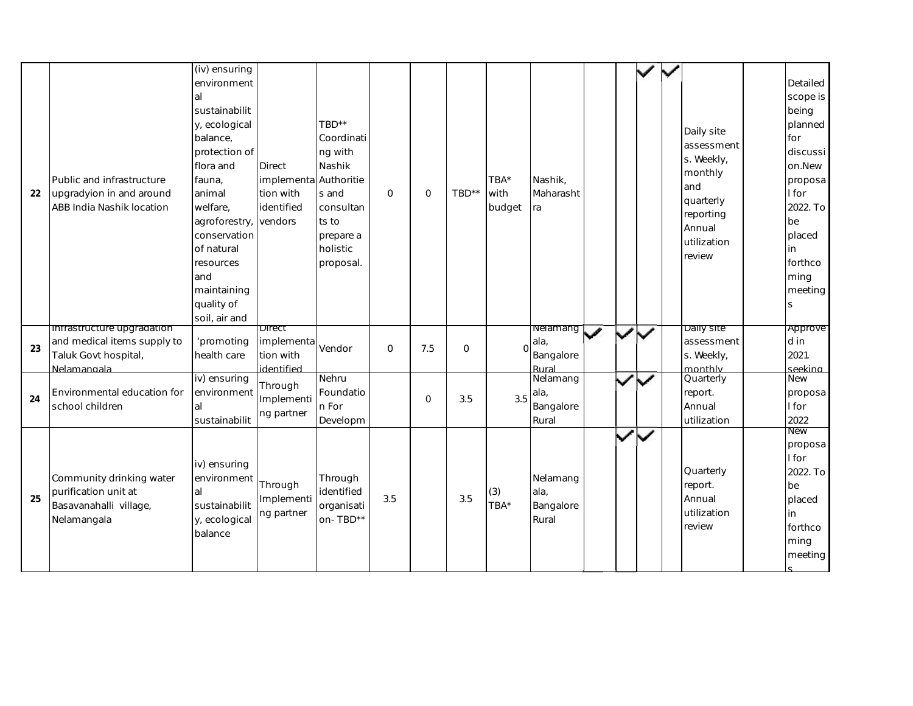| | | | | | | | | | | | | | | | | |
|---|---|---|---|---|---|---|---|---|---|---|---|---|---|---|---|---|
| 22 | Public and infrastructure upgradyion in and around ABB India Nashik location | (iv) ensuring environmental sustainability, ecological balance, protection of flora and fauna, animal welfare, agroforestry, conservation of natural resources and maintaining quality of soil, air and | Direct implementation with identified vendors | TBD** Coordinating with Nashik Authorities and consultants to prepare a holistic proposal. | 0 | 0 | TBD** | TBA* with budget | Nashik, Maharashtra | | | ✓ | ✓ | Daily site assessments. Weekly, monthly and quarterly reporting Annual utilization review | | Detailed scope is being planned for discussion.New proposal for 2022. To be placed in forthcoming meetings |
| 23 | Infrastructure upgradation and medical items supply to Taluk Govt hospital, Nelamangala | 'promoting health care | Direct implementation with identified | Vendor | 0 | 7.5 | 0 | 0 | Nelamangala, Bangalore Rural | ✓ | ✓ | ✓ | | Daily site assessments. Weekly, monthly | | Approved in 2021 seeking |
| 24 | Environmental education for school children | iv) ensuring environmental sustainabilit | Through Implementing partner | Nehru Foundation For Developm | | 0 | 3.5 | 3.5 | Nelamangala, Bangalore Rural | | ✓ | ✓ | | Quarterly report. Annual utilization | | New proposal for 2022 |
| 25 | Community drinking water purification unit at Basavanahalli village, Nelamangala | iv) ensuring environmental sustainability, ecological balance | Through Implementing partner | Through identified organisation- TBD** | 3.5 | | 3.5 | (3) TBA* | Nelamangala, Bangalore Rural | | ✓ | ✓ | | Quarterly report. Annual utilization review | | New proposal for 2022. To be placed in forthcoming meetings |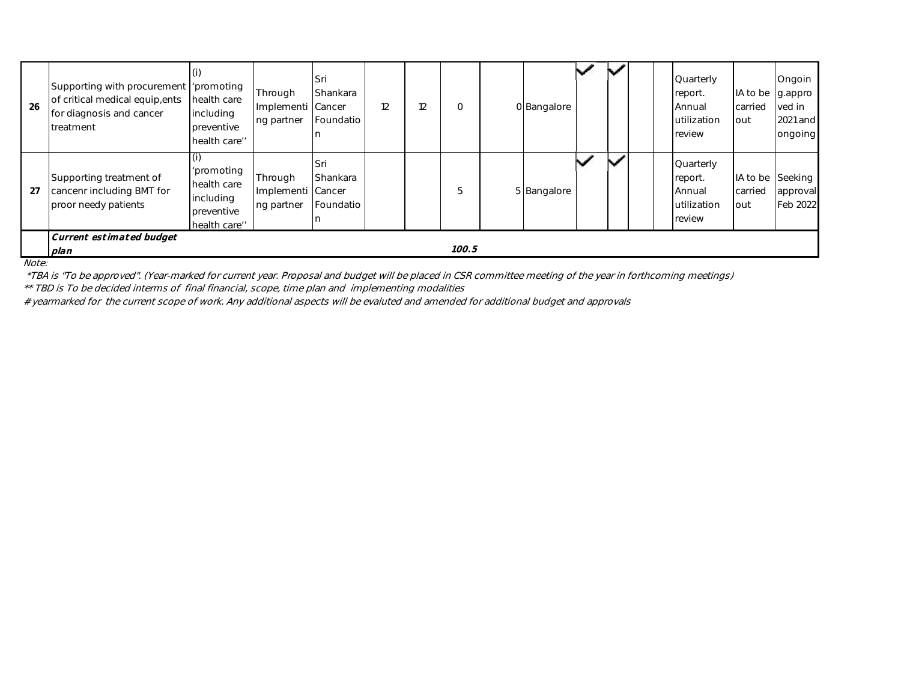| | | | | | | | | | | | | | | | | |
|---|---|---|---|---|---|---|---|---|---|---|---|---|---|---|---|---|
| **26** | Supporting with procurement of critical medical equip,ents for diagnosis and cancer treatment | (i) 'promoting health care including preventive health care'' | Through Implementing partner | Sri Shankara Cancer Foundation | 12 | 12 | 0 | 0 | Bangalore | ✓ | ✓ | | | Quarterly report. Annual utilization review | IA to be carried out | Ongoing.approved in 2021 and ongoing |
| **27** | Supporting treatment of cancenr including BMT for proor needy patients | (i) 'promoting health care including preventive health care'' | Through Implementing partner | Sri Shankara Cancer Foundation | | | 5 | 5 | Bangalore | ✓ | ✓ | | | Quarterly report. Annual utilization review | IA to be carried out | Seeking approval Feb 2022 |
| | ***Current estimated budget plan*** | | | | | | ***100.5*** | | | | | | | | | |

*Note:*

*\*TBA is "To be approved". (Year-marked for current year. Proposal and budget will be placed in CSR committee meeting of the year in forthcoming meetings)*

*\*\* TBD is To be decided interms of final financial, scope, time plan and implementing modalities*

*# yearmarked for the current scope of work. Any additional aspects will be evaluted and amended for additional budget and approvals*